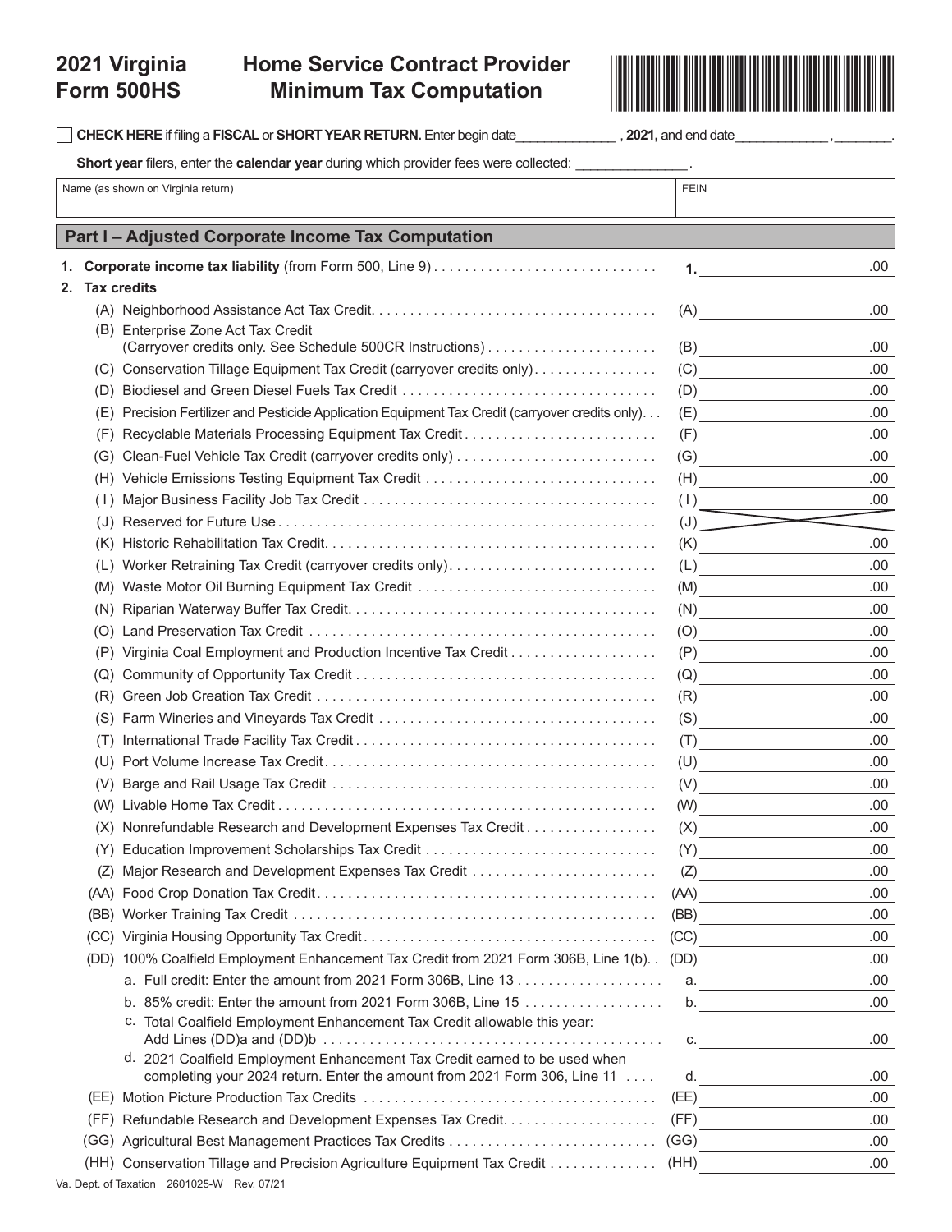# 2021 Virginia Form 500HS

## Home Service Contract Provider Minimum Tax Computation

☐ **CHECK HERE** if filing a **FISCAL** or **SHORT YEAR RETURN.** Enter begin date______________ , **2021,** and end date_____________ ,________.

**Short year** filers, enter the **calendar year** during which provider fees were collected: _______________.

| Name (as shown on Virginia return) | FEIN |
|---|---|
| | |

## Part I – Adjusted Corporate Income Tax Computation

| | | |
|---|---|---|
| **1.** | **Corporate income tax liability** (from Form 500, Line 9) | **1.** .00 |
| **2.** | **Tax credits** | |
| (A) | Neighborhood Assistance Act Tax Credit | (A) .00 |
| (B) | Enterprise Zone Act Tax Credit (Carryover credits only. See Schedule 500CR Instructions) | (B) .00 |
| (C) | Conservation Tillage Equipment Tax Credit (carryover credits only) | (C) .00 |
| (D) | Biodiesel and Green Diesel Fuels Tax Credit | (D) .00 |
| (E) | Precision Fertilizer and Pesticide Application Equipment Tax Credit (carryover credits only) | (E) .00 |
| (F) | Recyclable Materials Processing Equipment Tax Credit | (F) .00 |
| (G) | Clean-Fuel Vehicle Tax Credit (carryover credits only) | (G) .00 |
| (H) | Vehicle Emissions Testing Equipment Tax Credit | (H) .00 |
| (I) | Major Business Facility Job Tax Credit | (I) .00 |
| (J) | Reserved for Future Use | (J) |
| (K) | Historic Rehabilitation Tax Credit | (K) .00 |
| (L) | Worker Retraining Tax Credit (carryover credits only) | (L) .00 |
| (M) | Waste Motor Oil Burning Equipment Tax Credit | (M) .00 |
| (N) | Riparian Waterway Buffer Tax Credit | (N) .00 |
| (O) | Land Preservation Tax Credit | (O) .00 |
| (P) | Virginia Coal Employment and Production Incentive Tax Credit | (P) .00 |
| (Q) | Community of Opportunity Tax Credit | (Q) .00 |
| (R) | Green Job Creation Tax Credit | (R) .00 |
| (S) | Farm Wineries and Vineyards Tax Credit | (S) .00 |
| (T) | International Trade Facility Tax Credit | (T) .00 |
| (U) | Port Volume Increase Tax Credit | (U) .00 |
| (V) | Barge and Rail Usage Tax Credit | (V) .00 |
| (W) | Livable Home Tax Credit | (W) .00 |
| (X) | Nonrefundable Research and Development Expenses Tax Credit | (X) .00 |
| (Y) | Education Improvement Scholarships Tax Credit | (Y) .00 |
| (Z) | Major Research and Development Expenses Tax Credit | (Z) .00 |
| (AA) | Food Crop Donation Tax Credit | (AA) .00 |
| (BB) | Worker Training Tax Credit | (BB) .00 |
| (CC) | Virginia Housing Opportunity Tax Credit | (CC) .00 |
| (DD) | 100% Coalfield Employment Enhancement Tax Credit from 2021 Form 306B, Line 1(b) | (DD) .00 |
| | a. Full credit: Enter the amount from 2021 Form 306B, Line 13 | a. .00 |
| | b. 85% credit: Enter the amount from 2021 Form 306B, Line 15 | b. .00 |
| | c. Total Coalfield Employment Enhancement Tax Credit allowable this year: Add Lines (DD)a and (DD)b | c. .00 |
| | d. 2021 Coalfield Employment Enhancement Tax Credit earned to be used when completing your 2024 return. Enter the amount from 2021 Form 306, Line 11 | d. .00 |
| (EE) | Motion Picture Production Tax Credits | (EE) .00 |
| (FF) | Refundable Research and Development Expenses Tax Credit | (FF) .00 |
| (GG) | Agricultural Best Management Practices Tax Credits | (GG) .00 |
| (HH) | Conservation Tillage and Precision Agriculture Equipment Tax Credit | (HH) .00 |

Va. Dept. of Taxation 2601025-W Rev. 07/21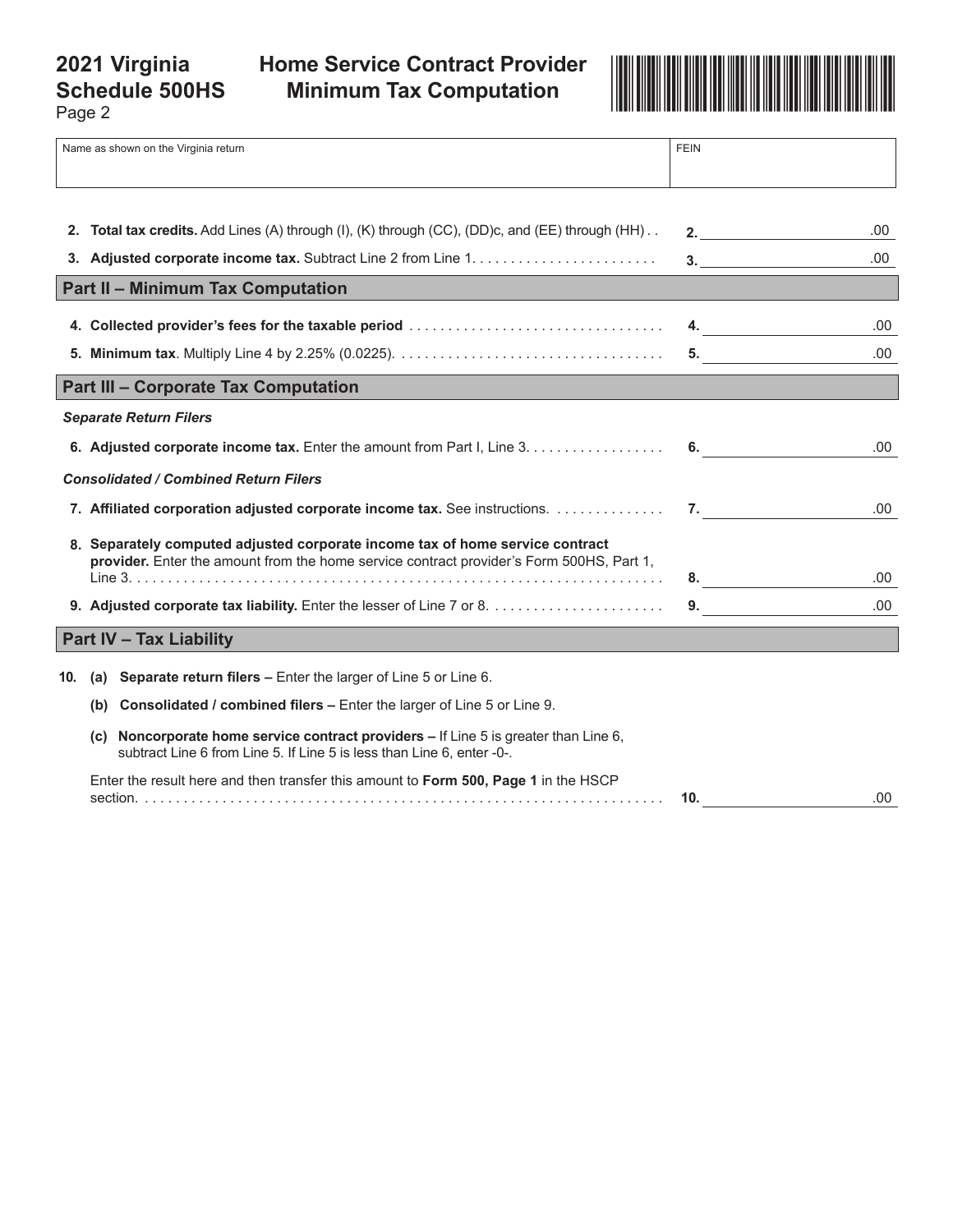# 2021 Virginia Schedule 500HS
Page 2

# Home Service Contract Provider Minimum Tax Computation

| Name as shown on the Virginia return | FEIN |
|---|---|
| | |

**2. Total tax credits.** Add Lines (A) through (I), (K) through (CC), (DD)c, and (EE) through (HH) . . **2.** ____________ .00

**3. Adjusted corporate income tax.** Subtract Line 2 from Line 1. . . . . . . . . . . . . . . . . . . . . . . . **3.** ____________ .00

## Part II – Minimum Tax Computation

**4. Collected provider's fees for the taxable period** . . . . . . . . . . . . . . . . . . . . . . . . . . . . . . . . . **4.** ____________ .00

**5. Minimum tax**. Multiply Line 4 by 2.25% (0.0225). . . . . . . . . . . . . . . . . . . . . . . . . . . . . . . . . . . **5.** ____________ .00

## Part III – Corporate Tax Computation

***Separate Return Filers***

**6. Adjusted corporate income tax.** Enter the amount from Part I, Line 3. . . . . . . . . . . . . . . . . . **6.** ____________ .00

***Consolidated / Combined Return Filers***

**7. Affiliated corporation adjusted corporate income tax.** See instructions. . . . . . . . . . . . . . . **7.** ____________ .00

**8. Separately computed adjusted corporate income tax of home service contract provider.** Enter the amount from the home service contract provider's Form 500HS, Part 1, Line 3. . . . . . . . . . . . . . . . . . . . . . . . . . . . . . . . . . . . . . . . . . . . . . . . . . . . . . . . . . . . . . . . . . . . . **8.** ____________ .00

**9. Adjusted corporate tax liability.** Enter the lesser of Line 7 or 8. . . . . . . . . . . . . . . . . . . . . . . **9.** ____________ .00

## Part IV – Tax Liability

**10.** **(a) Separate return filers –** Enter the larger of Line 5 or Line 6.

**(b) Consolidated / combined filers –** Enter the larger of Line 5 or Line 9.

**(c) Noncorporate home service contract providers –** If Line 5 is greater than Line 6, subtract Line 6 from Line 5. If Line 5 is less than Line 6, enter -0-.

Enter the result here and then transfer this amount to **Form 500, Page 1** in the HSCP section. . . . . . . . . . . . . . . . . . . . . . . . . . . . . . . . . . . . . . . . . . . . . . . . . . . . . . . . . . . . . . . . . . . . . **10.** ____________ .00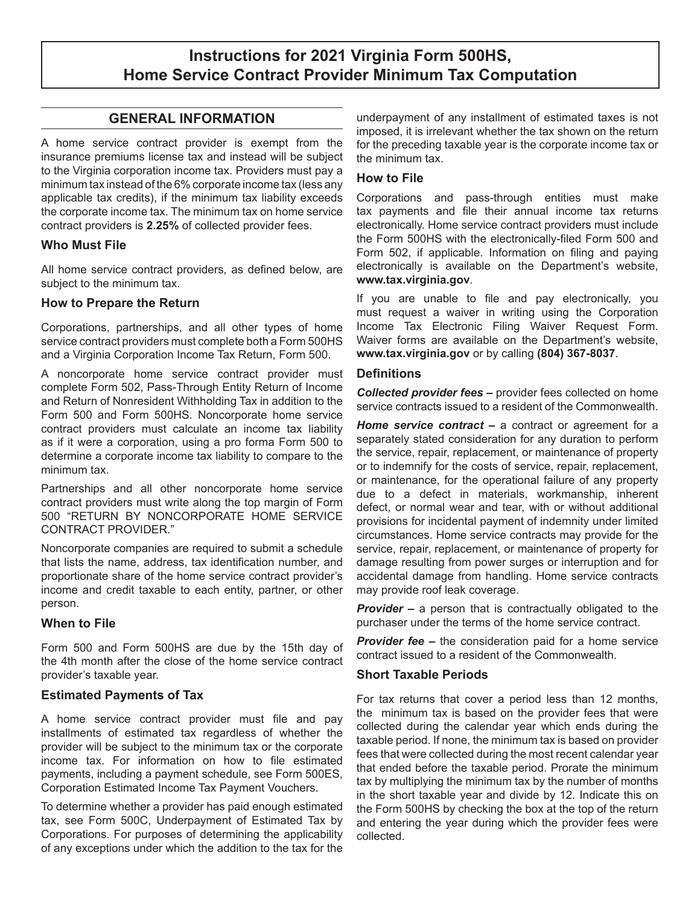# Instructions for 2021 Virginia Form 500HS, Home Service Contract Provider Minimum Tax Computation

## GENERAL INFORMATION

A home service contract provider is exempt from the insurance premiums license tax and instead will be subject to the Virginia corporation income tax. Providers must pay a minimum tax instead of the 6% corporate income tax (less any applicable tax credits), if the minimum tax liability exceeds the corporate income tax. The minimum tax on home service contract providers is **2.25%** of collected provider fees.

### Who Must File

All home service contract providers, as defined below, are subject to the minimum tax.

### How to Prepare the Return

Corporations, partnerships, and all other types of home service contract providers must complete both a Form 500HS and a Virginia Corporation Income Tax Return, Form 500.

A noncorporate home service contract provider must complete Form 502, Pass-Through Entity Return of Income and Return of Nonresident Withholding Tax in addition to the Form 500 and Form 500HS. Noncorporate home service contract providers must calculate an income tax liability as if it were a corporation, using a pro forma Form 500 to determine a corporate income tax liability to compare to the minimum tax.

Partnerships and all other noncorporate home service contract providers must write along the top margin of Form 500 "RETURN BY NONCORPORATE HOME SERVICE CONTRACT PROVIDER."

Noncorporate companies are required to submit a schedule that lists the name, address, tax identification number, and proportionate share of the home service contract provider's income and credit taxable to each entity, partner, or other person.

### When to File

Form 500 and Form 500HS are due by the 15th day of the 4th month after the close of the home service contract provider's taxable year.

### Estimated Payments of Tax

A home service contract provider must file and pay installments of estimated tax regardless of whether the provider will be subject to the minimum tax or the corporate income tax. For information on how to file estimated payments, including a payment schedule, see Form 500ES, Corporation Estimated Income Tax Payment Vouchers.

To determine whether a provider has paid enough estimated tax, see Form 500C, Underpayment of Estimated Tax by Corporations. For purposes of determining the applicability of any exceptions under which the addition to the tax for the underpayment of any installment of estimated taxes is not imposed, it is irrelevant whether the tax shown on the return for the preceding taxable year is the corporate income tax or the minimum tax.

### How to File

Corporations and pass-through entities must make tax payments and file their annual income tax returns electronically. Home service contract providers must include the Form 500HS with the electronically-filed Form 500 and Form 502, if applicable. Information on filing and paying electronically is available on the Department's website, **www.tax.virginia.gov**.

If you are unable to file and pay electronically, you must request a waiver in writing using the Corporation Income Tax Electronic Filing Waiver Request Form. Waiver forms are available on the Department's website, **www.tax.virginia.gov** or by calling **(804) 367-8037**.

### Definitions

***Collected provider fees*** **–** provider fees collected on home service contracts issued to a resident of the Commonwealth.

***Home service contract*** **–** a contract or agreement for a separately stated consideration for any duration to perform the service, repair, replacement, or maintenance of property or to indemnify for the costs of service, repair, replacement, or maintenance, for the operational failure of any property due to a defect in materials, workmanship, inherent defect, or normal wear and tear, with or without additional provisions for incidental payment of indemnity under limited circumstances. Home service contracts may provide for the service, repair, replacement, or maintenance of property for damage resulting from power surges or interruption and for accidental damage from handling. Home service contracts may provide roof leak coverage.

***Provider*** **–** a person that is contractually obligated to the purchaser under the terms of the home service contract.

***Provider fee*** **–** the consideration paid for a home service contract issued to a resident of the Commonwealth.

### Short Taxable Periods

For tax returns that cover a period less than 12 months, the minimum tax is based on the provider fees that were collected during the calendar year which ends during the taxable period. If none, the minimum tax is based on provider fees that were collected during the most recent calendar year that ended before the taxable period. Prorate the minimum tax by multiplying the minimum tax by the number of months in the short taxable year and divide by 12. Indicate this on the Form 500HS by checking the box at the top of the return and entering the year during which the provider fees were collected.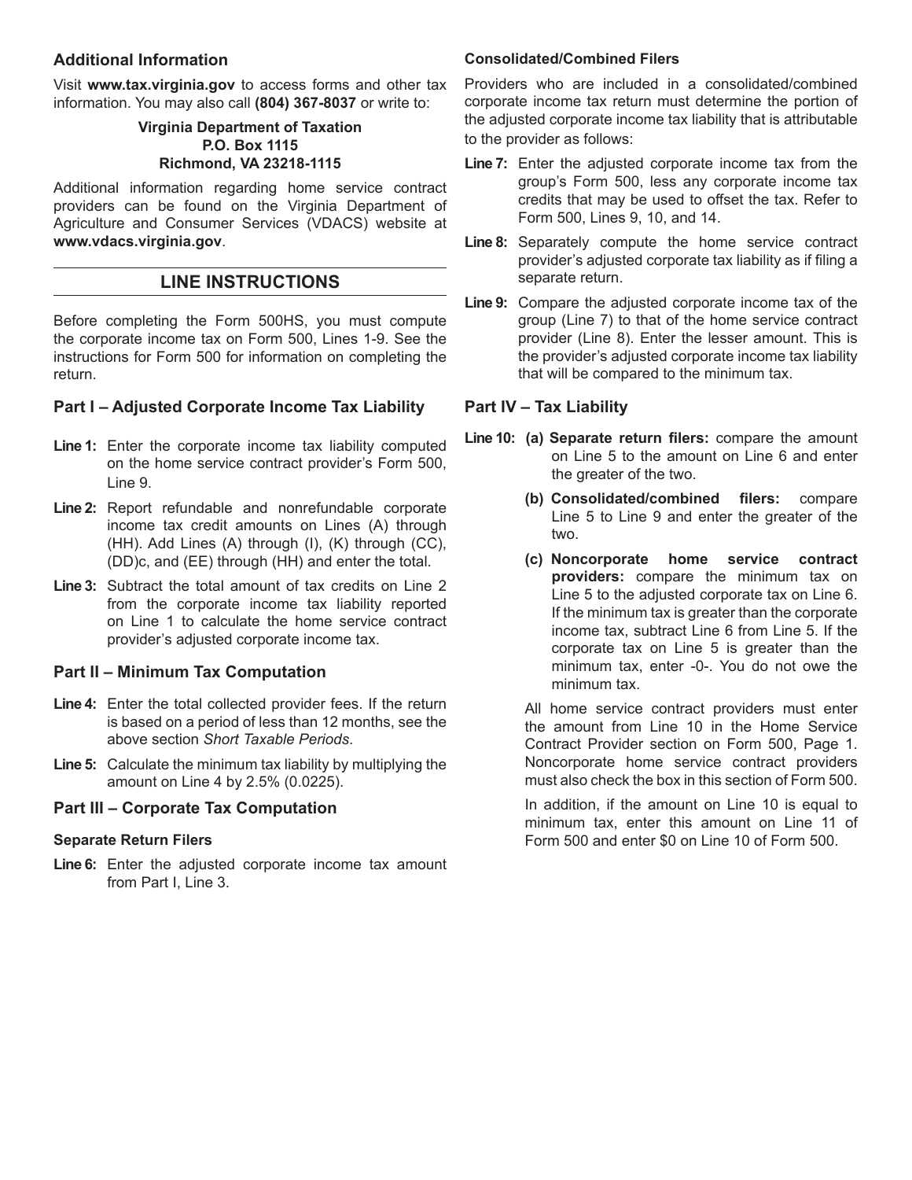## Additional Information

Visit **www.tax.virginia.gov** to access forms and other tax information. You may also call **(804) 367-8037** or write to:

**Virginia Department of Taxation**
**P.O. Box 1115**
**Richmond, VA 23218-1115**

Additional information regarding home service contract providers can be found on the Virginia Department of Agriculture and Consumer Services (VDACS) website at **www.vdacs.virginia.gov**.

## LINE INSTRUCTIONS

Before completing the Form 500HS, you must compute the corporate income tax on Form 500, Lines 1-9. See the instructions for Form 500 for information on completing the return.

### Part I – Adjusted Corporate Income Tax Liability

**Line 1:** Enter the corporate income tax liability computed on the home service contract provider's Form 500, Line 9.

**Line 2:** Report refundable and nonrefundable corporate income tax credit amounts on Lines (A) through (HH). Add Lines (A) through (I), (K) through (CC), (DD)c, and (EE) through (HH) and enter the total.

**Line 3:** Subtract the total amount of tax credits on Line 2 from the corporate income tax liability reported on Line 1 to calculate the home service contract provider's adjusted corporate income tax.

### Part II – Minimum Tax Computation

**Line 4:** Enter the total collected provider fees. If the return is based on a period of less than 12 months, see the above section *Short Taxable Periods*.

**Line 5:** Calculate the minimum tax liability by multiplying the amount on Line 4 by 2.5% (0.0225).

### Part III – Corporate Tax Computation

#### Separate Return Filers

**Line 6:** Enter the adjusted corporate income tax amount from Part I, Line 3.

#### Consolidated/Combined Filers

Providers who are included in a consolidated/combined corporate income tax return must determine the portion of the adjusted corporate income tax liability that is attributable to the provider as follows:

**Line 7:** Enter the adjusted corporate income tax from the group's Form 500, less any corporate income tax credits that may be used to offset the tax. Refer to Form 500, Lines 9, 10, and 14.

**Line 8:** Separately compute the home service contract provider's adjusted corporate tax liability as if filing a separate return.

**Line 9:** Compare the adjusted corporate income tax of the group (Line 7) to that of the home service contract provider (Line 8). Enter the lesser amount. This is the provider's adjusted corporate income tax liability that will be compared to the minimum tax.

### Part IV – Tax Liability

**Line 10:**

- **(a) Separate return filers:** compare the amount on Line 5 to the amount on Line 6 and enter the greater of the two.
- **(b) Consolidated/combined filers:** compare Line 5 to Line 9 and enter the greater of the two.
- **(c) Noncorporate home service contract providers:** compare the minimum tax on Line 5 to the adjusted corporate tax on Line 6. If the minimum tax is greater than the corporate income tax, subtract Line 6 from Line 5. If the corporate tax on Line 5 is greater than the minimum tax, enter -0-. You do not owe the minimum tax.

All home service contract providers must enter the amount from Line 10 in the Home Service Contract Provider section on Form 500, Page 1. Noncorporate home service contract providers must also check the box in this section of Form 500.

In addition, if the amount on Line 10 is equal to minimum tax, enter this amount on Line 11 of Form 500 and enter $0 on Line 10 of Form 500.